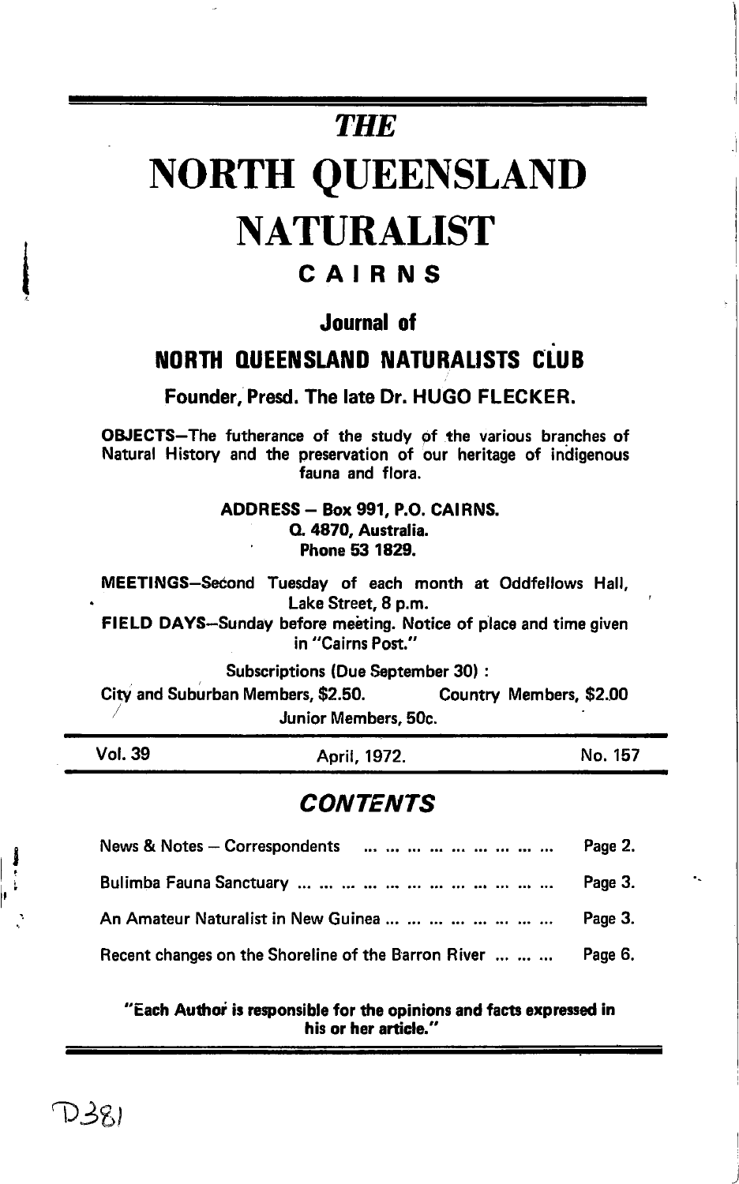# *THE*

# NORTH QUEENSLAND NATURALIST

## CAIRNS

### Journal of

### NORTH QUEENSLAND NATURALISTS CLUB

**Founder, Presd. The late Dr. HUGO FLECKER.**

**OBJECTS**—The futherance of the study of the various branches of Natural History and the preservation of our heritage of indigenous fauna and flora.

**ADDRESS — Box 991, P.O. CAIRNS.**
**Q. 4870, Australia.**
**Phone 53 1829.**

**MEETINGS**—Second Tuesday of each month at Oddfellows Hall, Lake Street, 8 p.m.

**FIELD DAYS**—Sunday before meeting. Notice of place and time given in "Cairns Post."

Subscriptions (Due September 30) :
City and Suburban Members, $2.50. Country Members, $2.00
Junior Members, 50c.

Vol. 39 — April, 1972. — No. 157

## *CONTENTS*

| | |
|---|---|
| News & Notes — Correspondents | Page 2. |
| Bulimba Fauna Sanctuary | Page 3. |
| An Amateur Naturalist in New Guinea | Page 3. |
| Recent changes on the Shoreline of the Barron River | Page 6. |

**"Each Author is responsible for the opinions and facts expressed in his or her article."**

D381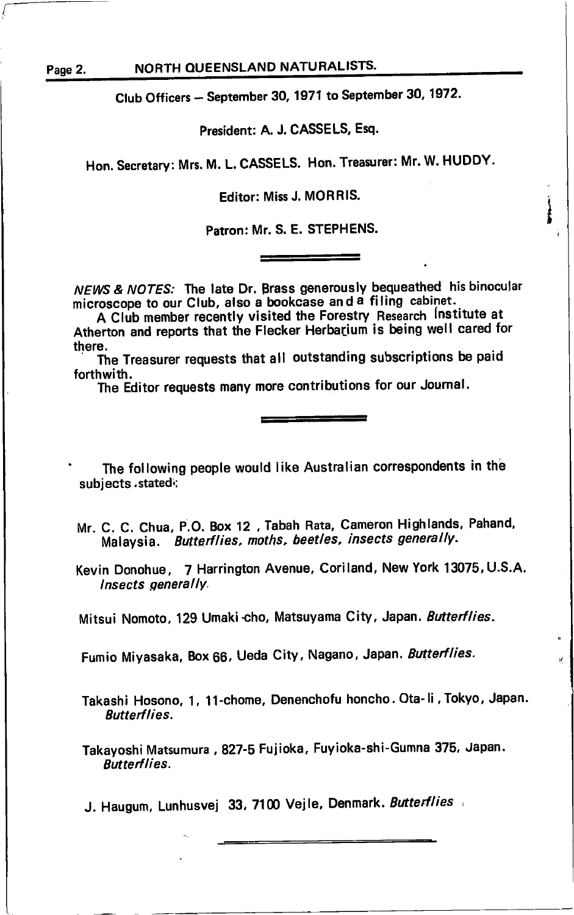Club Officers – September 30, 1971 to September 30, 1972.

President: A. J. CASSELS, Esq.

Hon. Secretary: Mrs. M. L. CASSELS. Hon. Treasurer: Mr. W. HUDDY.

Editor: Miss J. MORRIS.

Patron: Mr. S. E. STEPHENS.

---

*NEWS & NOTES:* The late Dr. Brass generously bequeathed his binocular microscope to our Club, also a bookcase and a filing cabinet.

A Club member recently visited the Forestry Research Institute at Atherton and reports that the Flecker Herbarium is being well cared for there.

The Treasurer requests that all outstanding subscriptions be paid forthwith.

The Editor requests many more contributions for our Journal.

---

The following people would like Australian correspondents in the subjects stated:

Mr. C. C. Chua, P.O. Box 12, Tabah Rata, Cameron Highlands, Pahand, Malaysia. *Butterflies, moths, beetles, insects generally.*

Kevin Donohue, 7 Harrington Avenue, Coriland, New York 13075, U.S.A. *Insects generally.*

Mitsui Nomoto, 129 Umaki-cho, Matsuyama City, Japan. *Butterflies.*

Fumio Miyasaka, Box 66, Ueda City, Nagano, Japan. *Butterflies.*

Takashi Hosono, 1, 11-chome, Denenchofu honcho. Ota-li, Tokyo, Japan. *Butterflies.*

Takayoshi Matsumura, 827-5 Fujioka, Fuyioka-shi-Gumna 375, Japan. *Butterflies.*

J. Haugum, Lunhusvej 33, 7100 Vejle, Denmark. *Butterflies*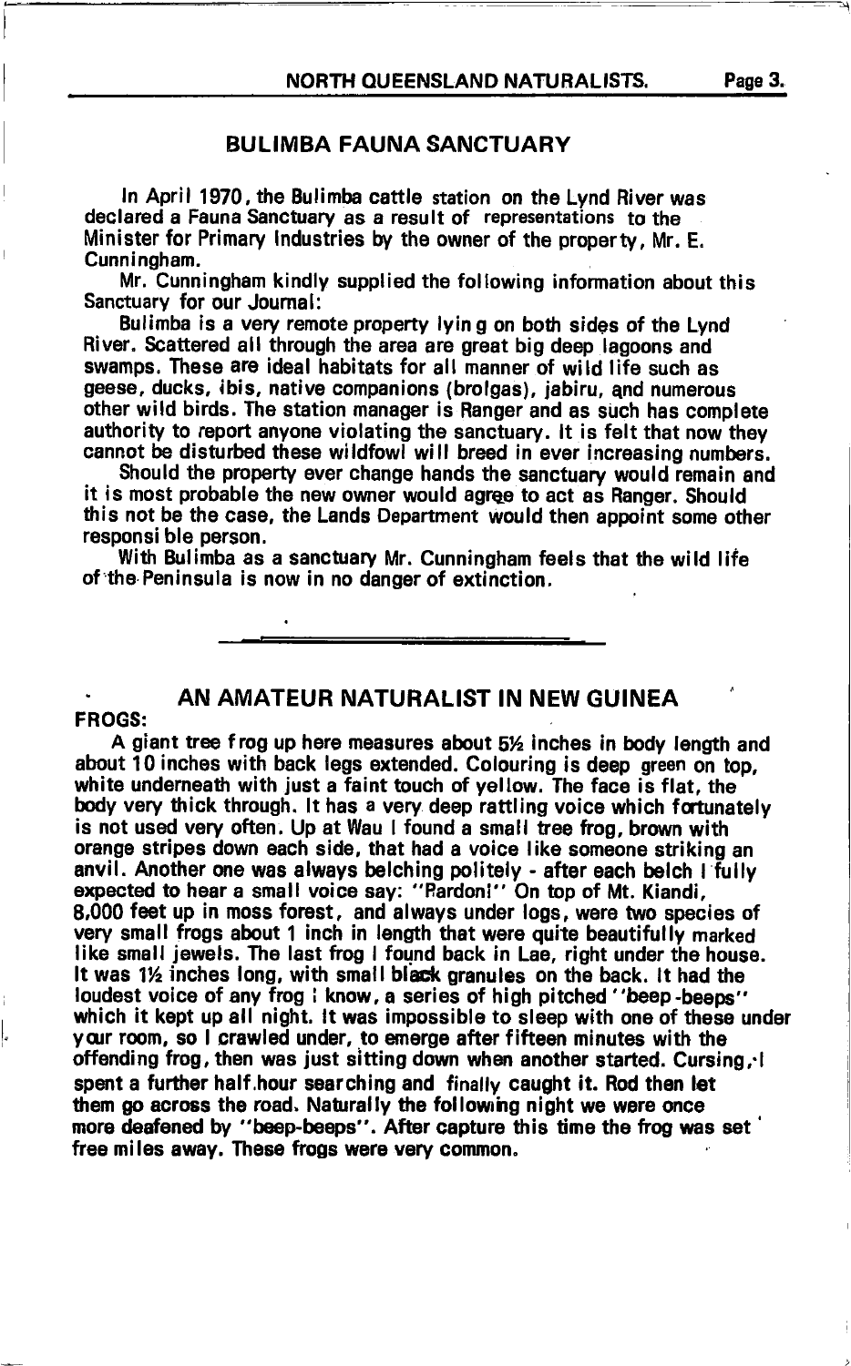## BULIMBA FAUNA SANCTUARY

In April 1970, the Bulimba cattle station on the Lynd River was declared a Fauna Sanctuary as a result of representations to the Minister for Primary Industries by the owner of the property, Mr. E. Cunningham.

Mr. Cunningham kindly supplied the following information about this Sanctuary for our Journal:

Bulimba is a very remote property lying on both sides of the Lynd River. Scattered all through the area are great big deep lagoons and swamps. These are ideal habitats for all manner of wild life such as geese, ducks, ibis, native companions (brolgas), jabiru, and numerous other wild birds. The station manager is Ranger and as such has complete authority to report anyone violating the sanctuary. It is felt that now they cannot be disturbed these wildfowl will breed in ever increasing numbers.

Should the property ever change hands the sanctuary would remain and it is most probable the new owner would agree to act as Ranger. Should this not be the case, the Lands Department would then appoint some other responsible person.

With Bulimba as a sanctuary Mr. Cunningham feels that the wild life of the Peninsula is now in no danger of extinction.

---

## AN AMATEUR NATURALIST IN NEW GUINEA

**FROGS:**

A giant tree frog up here measures about 5½ inches in body length and about 10 inches with back legs extended. Colouring is deep green on top, white underneath with just a faint touch of yellow. The face is flat, the body very thick through. It has a very deep rattling voice which fortunately is not used very often. Up at Wau I found a small tree frog, brown with orange stripes down each side, that had a voice like someone striking an anvil. Another one was always belching politely - after each belch I fully expected to hear a small voice say: "Pardon!" On top of Mt. Kiandi, 8,000 feet up in moss forest, and always under logs, were two species of very small frogs about 1 inch in length that were quite beautifully marked like small jewels. The last frog I found back in Lae, right under the house. It was 1½ inches long, with small black granules on the back. It had the loudest voice of any frog I know, a series of high pitched "beep-beeps" which it kept up all night. It was impossible to sleep with one of these under your room, so I crawled under, to emerge after fifteen minutes with the offending frog, then was just sitting down when another started. Cursing, I spent a further half hour searching and finally caught it. Rod then let them go across the road. Naturally the following night we were once more deafened by "beep-beeps". After capture this time the frog was set free miles away. These frogs were very common.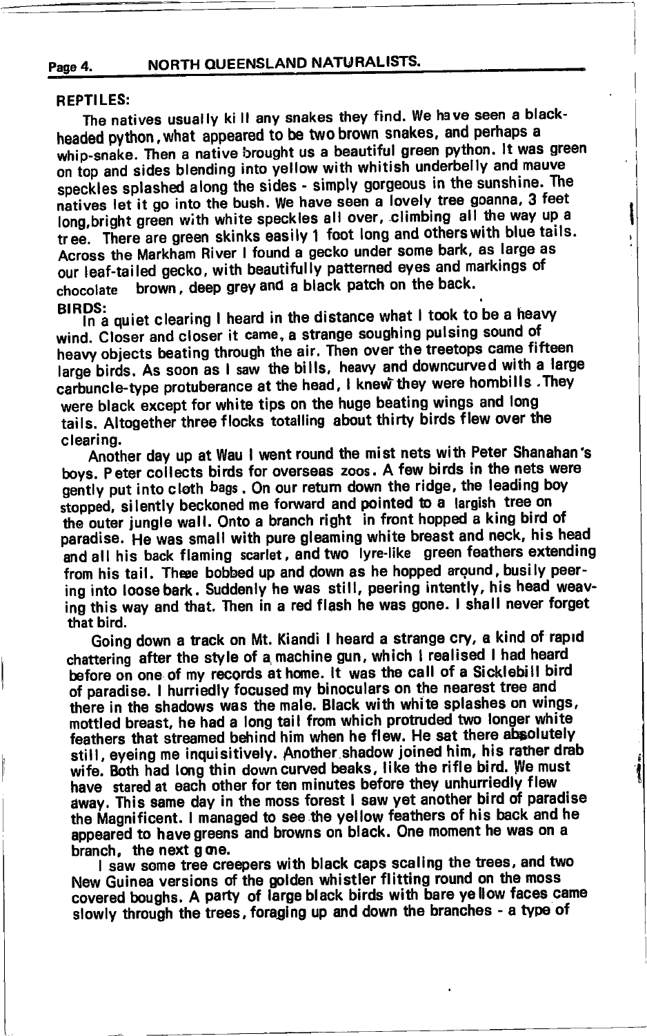## REPTILES:

The natives usually kill any snakes they find. We have seen a black-headed python, what appeared to be two brown snakes, and perhaps a whip-snake. Then a native brought us a beautiful green python. It was green on top and sides blending into yellow with whitish underbelly and mauve speckles splashed along the sides - simply gorgeous in the sunshine. The natives let it go into the bush. We have seen a lovely tree goanna, 3 feet long, bright green with white speckles all over, climbing all the way up a tree. There are green skinks easily 1 foot long and others with blue tails. Across the Markham River I found a gecko under some bark, as large as our leaf-tailed gecko, with beautifully patterned eyes and markings of chocolate brown, deep grey and a black patch on the back.

## BIRDS:

In a quiet clearing I heard in the distance what I took to be a heavy wind. Closer and closer it came, a strange soughing pulsing sound of heavy objects beating through the air. Then over the treetops came fifteen large birds. As soon as I saw the bills, heavy and downcurved with a large carbuncle-type protuberance at the head, I knew they were hornbills. They were black except for white tips on the huge beating wings and long tails. Altogether three flocks totalling about thirty birds flew over the clearing.

Another day up at Wau I went round the mist nets with Peter Shanahan's boys. Peter collects birds for overseas zoos. A few birds in the nets were gently put into cloth bags. On our return down the ridge, the leading boy stopped, silently beckoned me forward and pointed to a largish tree on the outer jungle wall. Onto a branch right in front hopped a king bird of paradise. He was small with pure gleaming white breast and neck, his head and all his back flaming scarlet, and two lyre-like green feathers extending from his tail. These bobbed up and down as he hopped around, busily peering into loose bark. Suddenly he was still, peering intently, his head weaving this way and that. Then in a red flash he was gone. I shall never forget that bird.

Going down a track on Mt. Kiandi I heard a strange cry, a kind of rapid chattering after the style of a machine gun, which I realised I had heard before on one of my records at home. It was the call of a Sicklebill bird of paradise. I hurriedly focused my binoculars on the nearest tree and there in the shadows was the male. Black with white splashes on wings, mottled breast, he had a long tail from which protruded two longer white feathers that streamed behind him when he flew. He sat there absolutely still, eyeing me inquisitively. Another shadow joined him, his rather drab wife. Both had long thin down curved beaks, like the rifle bird. We must have stared at each other for ten minutes before they unhurriedly flew away. This same day in the moss forest I saw yet another bird of paradise the Magnificent. I managed to see the yellow feathers of his back and he appeared to have greens and browns on black. One moment he was on a branch, the next gone.

I saw some tree creepers with black caps scaling the trees, and two New Guinea versions of the golden whistler flitting round on the moss covered boughs. A party of large black birds with bare yellow faces came slowly through the trees, foraging up and down the branches - a type of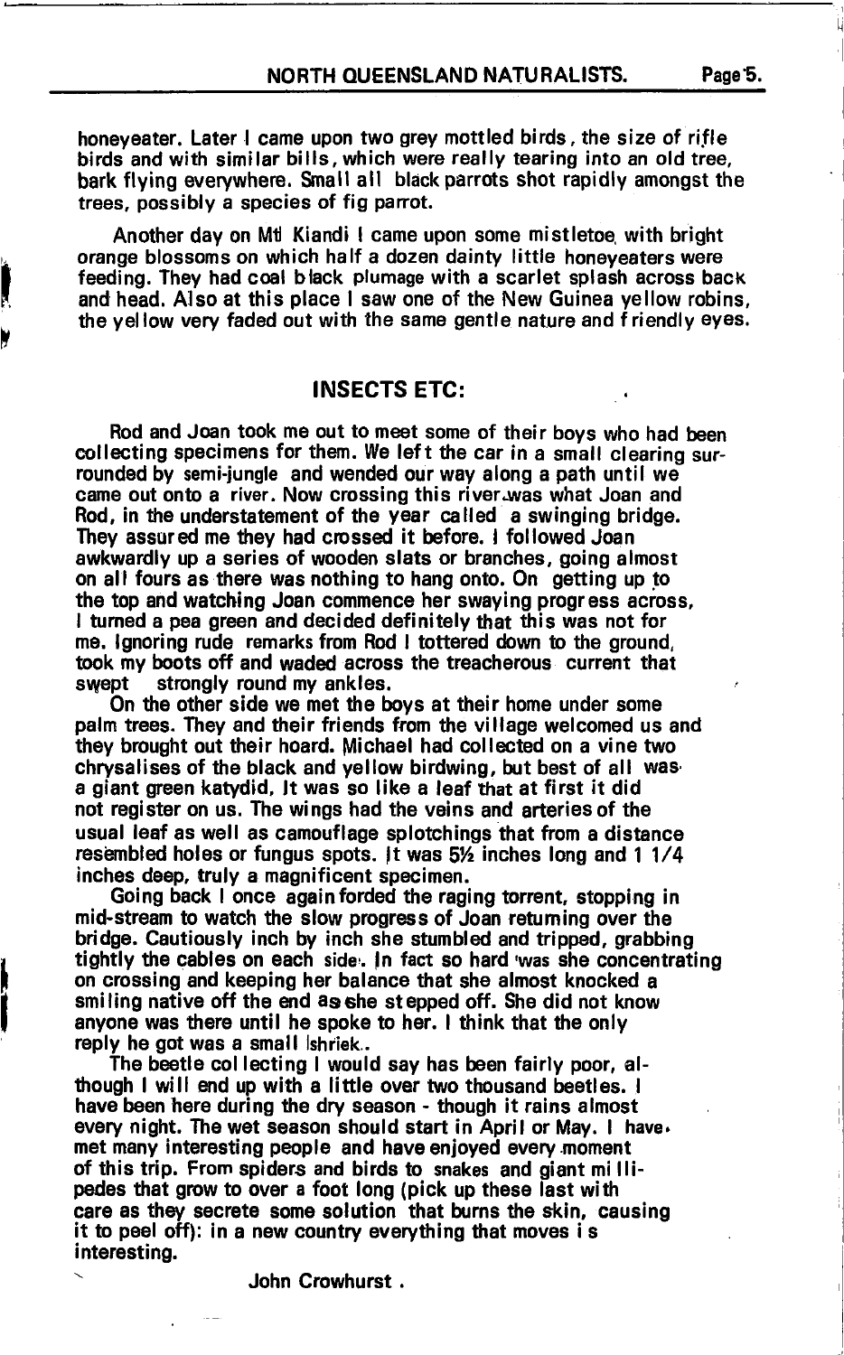honeyeater. Later I came upon two grey mottled birds, the size of rifle birds and with similar bills, which were really tearing into an old tree, bark flying everywhere. Small all black parrots shot rapidly amongst the trees, possibly a species of fig parrot.

Another day on Mt Kiandi I came upon some mistletoe with bright orange blossoms on which half a dozen dainty little honeyeaters were feeding. They had coal black plumage with a scarlet splash across back and head. Also at this place I saw one of the New Guinea yellow robins, the yellow very faded out with the same gentle nature and friendly eyes.

## INSECTS ETC:

Rod and Joan took me out to meet some of their boys who had been collecting specimens for them. We left the car in a small clearing surrounded by semi-jungle and wended our way along a path until we came out onto a river. Now crossing this river was what Joan and Rod, in the understatement of the year called a swinging bridge. They assured me they had crossed it before. I followed Joan awkwardly up a series of wooden slats or branches, going almost on all fours as there was nothing to hang onto. On getting up to the top and watching Joan commence her swaying progress across, I turned a pea green and decided definitely that this was not for me. Ignoring rude remarks from Rod I tottered down to the ground, took my boots off and waded across the treacherous current that swept strongly round my ankles.

On the other side we met the boys at their home under some palm trees. They and their friends from the village welcomed us and they brought out their hoard. Michael had collected on a vine two chrysalises of the black and yellow birdwing, but best of all was a giant green katydid. It was so like a leaf that at first it did not register on us. The wings had the veins and arteries of the usual leaf as well as camouflage splotchings that from a distance resembled holes or fungus spots. It was 5½ inches long and 1 1/4 inches deep, truly a magnificent specimen.

Going back I once again forded the raging torrent, stopping in mid-stream to watch the slow progress of Joan returning over the bridge. Cautiously inch by inch she stumbled and tripped, grabbing tightly the cables on each side. In fact so hard was she concentrating on crossing and keeping her balance that she almost knocked a smiling native off the end as she stepped off. She did not know anyone was there until he spoke to her. I think that the only reply he got was a small shriek.

The beetle collecting I would say has been fairly poor, although I will end up with a little over two thousand beetles. I have been here during the dry season - though it rains almost every night. The wet season should start in April or May. I have met many interesting people and have enjoyed every moment of this trip. From spiders and birds to snakes and giant millipedes that grow to over a foot long (pick up these last with care as they secrete some solution that burns the skin, causing it to peel off): in a new country everything that moves is interesting.

John Crowhurst.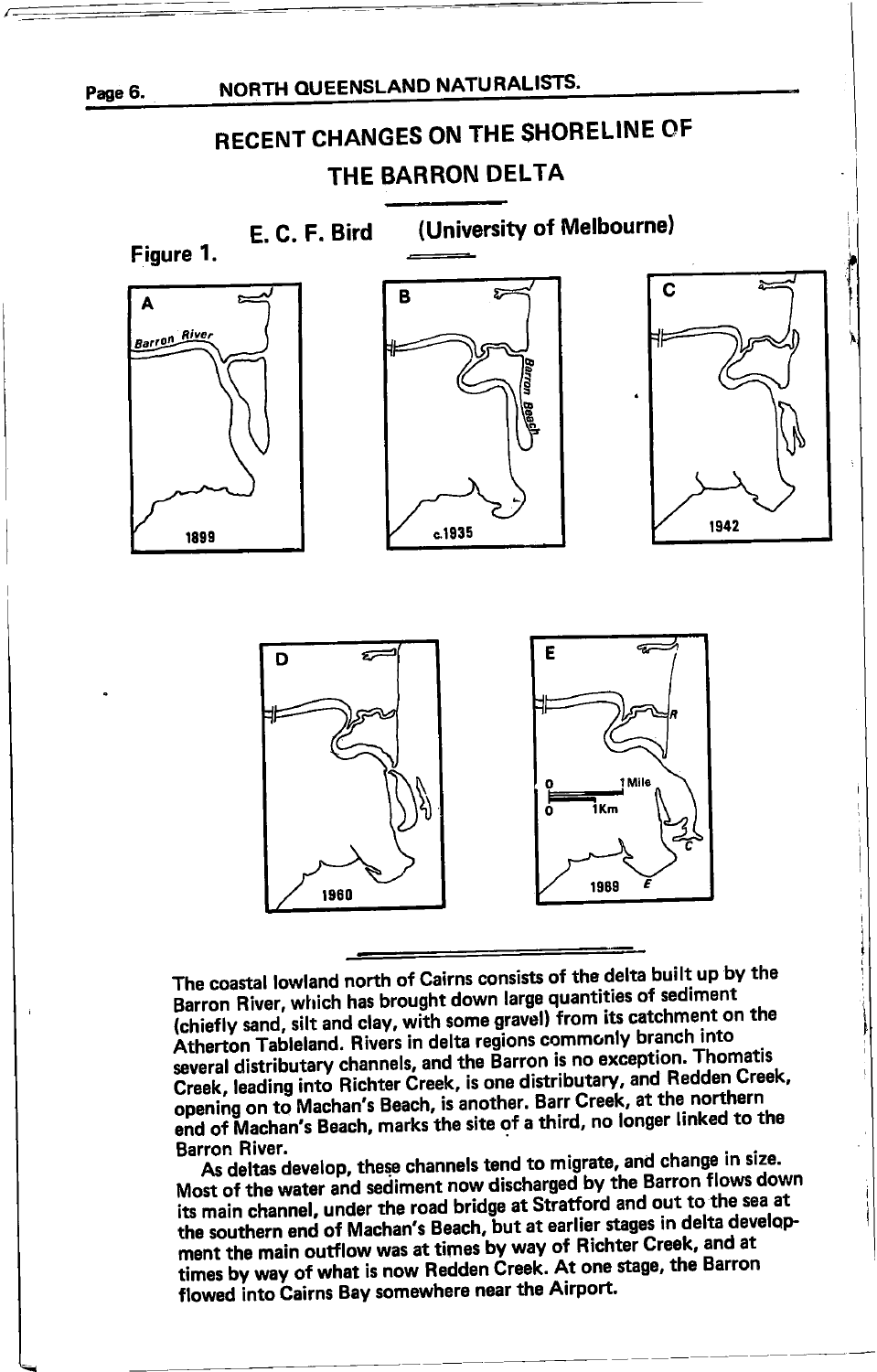# RECENT CHANGES ON THE SHORELINE OF THE BARRON DELTA

**E. C. F. Bird (University of Melbourne)**

**Figure 1.**

The coastal lowland north of Cairns consists of the delta built up by the Barron River, which has brought down large quantities of sediment (chiefly sand, silt and clay, with some gravel) from its catchment on the Atherton Tableland. Rivers in delta regions commonly branch into several distributary channels, and the Barron is no exception. Thomatis Creek, leading into Richter Creek, is one distributary, and Redden Creek, opening on to Machan's Beach, is another. Barr Creek, at the northern end of Machan's Beach, marks the site of a third, no longer linked to the Barron River.

As deltas develop, these channels tend to migrate, and change in size. Most of the water and sediment now discharged by the Barron flows down its main channel, under the road bridge at Stratford and out to the sea at the southern end of Machan's Beach, but at earlier stages in delta development the main outflow was at times by way of Richter Creek, and at times by way of what is now Redden Creek. At one stage, the Barron flowed into Cairns Bay somewhere near the Airport.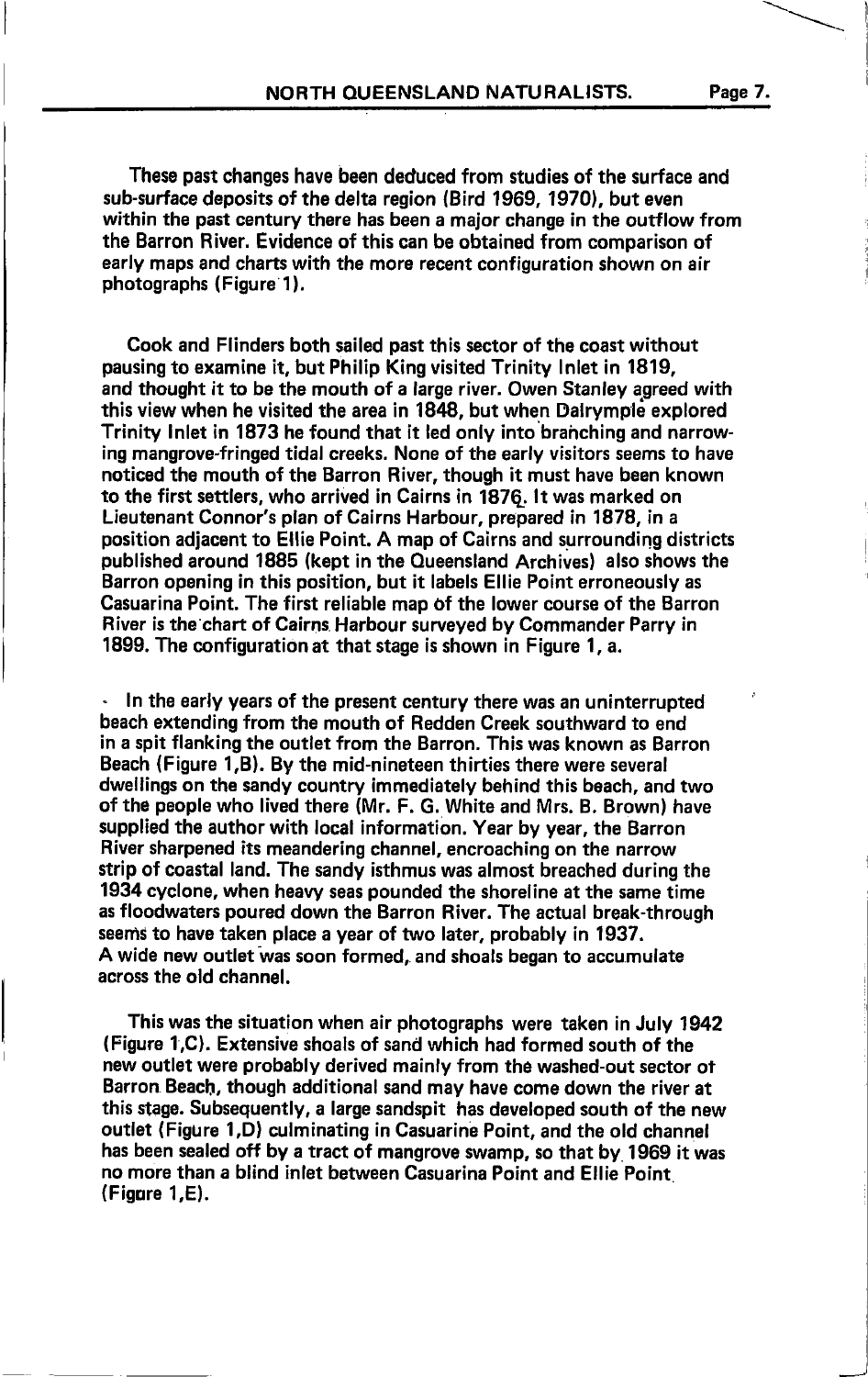These past changes have been deduced from studies of the surface and sub-surface deposits of the delta region (Bird 1969, 1970), but even within the past century there has been a major change in the outflow from the Barron River. Evidence of this can be obtained from comparison of early maps and charts with the more recent configuration shown on air photographs (Figure 1).

Cook and Flinders both sailed past this sector of the coast without pausing to examine it, but Philip King visited Trinity Inlet in 1819, and thought it to be the mouth of a large river. Owen Stanley agreed with this view when he visited the area in 1848, but when Dalrymple explored Trinity Inlet in 1873 he found that it led only into branching and narrowing mangrove-fringed tidal creeks. None of the early visitors seems to have noticed the mouth of the Barron River, though it must have been known to the first settlers, who arrived in Cairns in 1876. It was marked on Lieutenant Connor's plan of Cairns Harbour, prepared in 1878, in a position adjacent to Ellie Point. A map of Cairns and surrounding districts published around 1885 (kept in the Queensland Archives) also shows the Barron opening in this position, but it labels Ellie Point erroneously as Casuarina Point. The first reliable map of the lower course of the Barron River is the chart of Cairns Harbour surveyed by Commander Parry in 1899. The configuration at that stage is shown in Figure 1, a.

In the early years of the present century there was an uninterrupted beach extending from the mouth of Redden Creek southward to end in a spit flanking the outlet from the Barron. This was known as Barron Beach (Figure 1,B). By the mid-nineteen thirties there were several dwellings on the sandy country immediately behind this beach, and two of the people who lived there (Mr. F. G. White and Mrs. B. Brown) have supplied the author with local information. Year by year, the Barron River sharpened its meandering channel, encroaching on the narrow strip of coastal land. The sandy isthmus was almost breached during the 1934 cyclone, when heavy seas pounded the shoreline at the same time as floodwaters poured down the Barron River. The actual break-through seems to have taken place a year of two later, probably in 1937. A wide new outlet was soon formed, and shoals began to accumulate across the old channel.

This was the situation when air photographs were taken in July 1942 (Figure 1,C). Extensive shoals of sand which had formed south of the new outlet were probably derived mainly from the washed-out sector of Barron Beach, though additional sand may have come down the river at this stage. Subsequently, a large sandspit has developed south of the new outlet (Figure 1,D) culminating in Casuarine Point, and the old channel has been sealed off by a tract of mangrove swamp, so that by 1969 it was no more than a blind inlet between Casuarina Point and Ellie Point (Figure 1,E).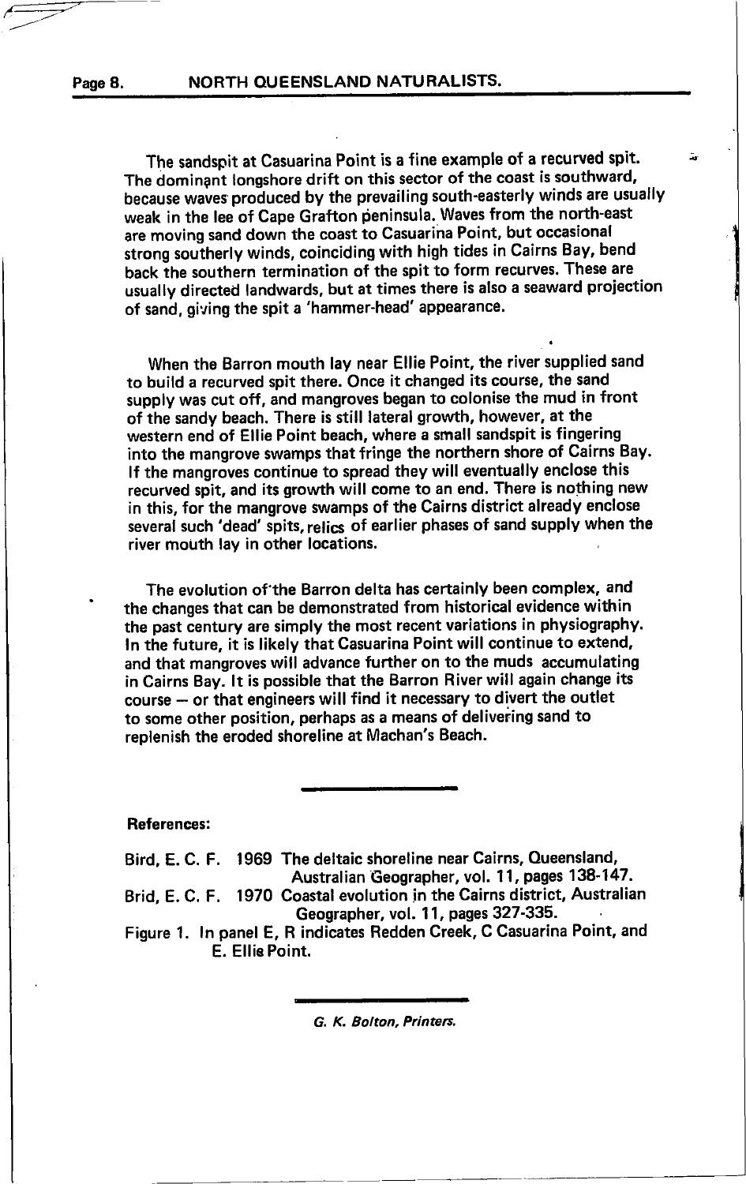The sandspit at Casuarina Point is a fine example of a recurved spit. The dominant longshore drift on this sector of the coast is southward, because waves produced by the prevailing south-easterly winds are usually weak in the lee of Cape Grafton peninsula. Waves from the north-east are moving sand down the coast to Casuarina Point, but occasional strong southerly winds, coinciding with high tides in Cairns Bay, bend back the southern termination of the spit to form recurves. These are usually directed landwards, but at times there is also a seaward projection of sand, giving the spit a 'hammer-head' appearance.

When the Barron mouth lay near Ellie Point, the river supplied sand to build a recurved spit there. Once it changed its course, the sand supply was cut off, and mangroves began to colonise the mud in front of the sandy beach. There is still lateral growth, however, at the western end of Ellie Point beach, where a small sandspit is fingering into the mangrove swamps that fringe the northern shore of Cairns Bay. If the mangroves continue to spread they will eventually enclose this recurved spit, and its growth will come to an end. There is nothing new in this, for the mangrove swamps of the Cairns district already enclose several such 'dead' spits, relics of earlier phases of sand supply when the river mouth lay in other locations.

The evolution of the Barron delta has certainly been complex, and the changes that can be demonstrated from historical evidence within the past century are simply the most recent variations in physiography. In the future, it is likely that Casuarina Point will continue to extend, and that mangroves will advance further on to the muds accumulating in Cairns Bay. It is possible that the Barron River will again change its course — or that engineers will find it necessary to divert the outlet to some other position, perhaps as a means of delivering sand to replenish the eroded shoreline at Machan's Beach.

**References:**

Bird, E. C. F. 1969 The deltaic shoreline near Cairns, Queensland, Australian Geographer, vol. 11, pages 138-147.

Brid, E. C. F. 1970 Coastal evolution in the Cairns district, Australian Geographer, vol. 11, pages 327-335.

Figure 1. In panel E, R indicates Redden Creek, C Casuarina Point, and E. Ellie Point.

*G. K. Bolton, Printers.*